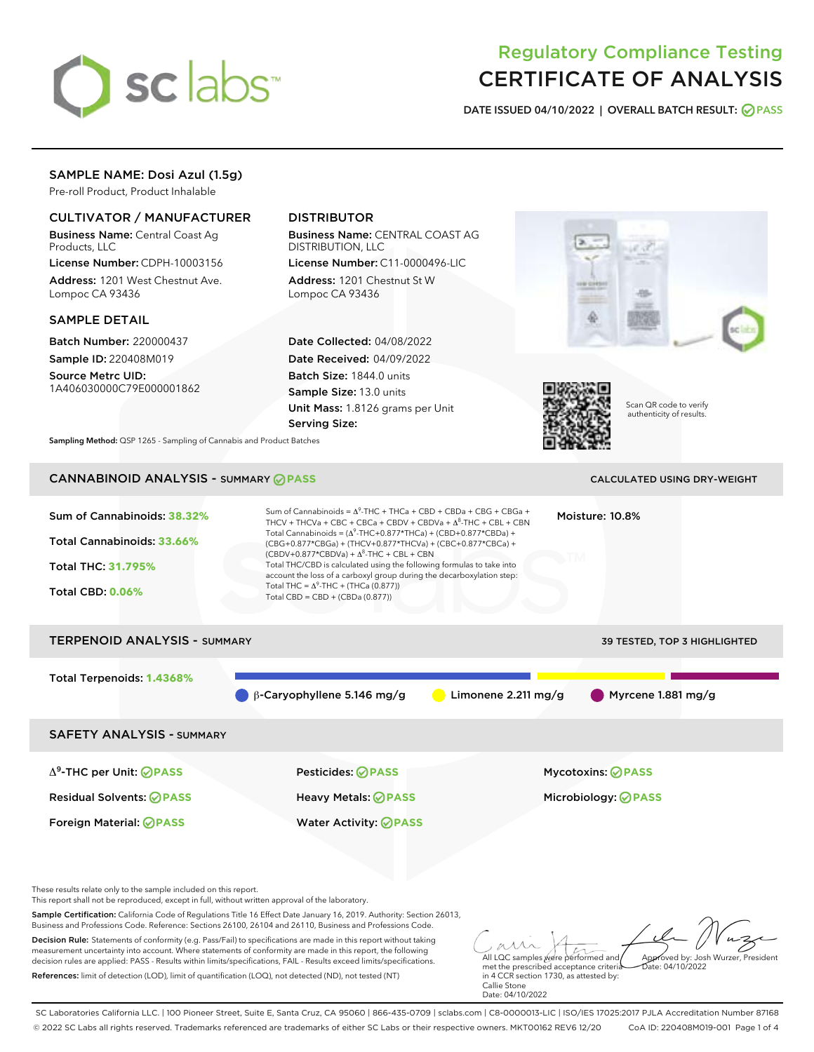# Regulatory Compliance Testing
# CERTIFICATE OF ANALYSIS

**DATE ISSUED 04/10/2022 | OVERALL BATCH RESULT: PASS**

## SAMPLE NAME: Dosi Azul (1.5g)

Pre-roll Product, Product Inhalable

### CULTIVATOR / MANUFACTURER

**Business Name:** Central Coast Ag Products, LLC
**License Number:** CDPH-10003156
**Address:** 1201 West Chestnut Ave. Lompoc CA 93436

### DISTRIBUTOR

**Business Name:** CENTRAL COAST AG DISTRIBUTION, LLC
**License Number:** C11-0000496-LIC
**Address:** 1201 Chestnut St W Lompoc CA 93436

### SAMPLE DETAIL

**Batch Number:** 220000437
**Sample ID:** 220408M019
**Source Metrc UID:** 1A406030000C79E000001862

**Date Collected:** 04/08/2022
**Date Received:** 04/09/2022
**Batch Size:** 1844.0 units
**Sample Size:** 13.0 units
**Unit Mass:** 1.8126 grams per Unit
**Serving Size:**

Scan QR code to verify authenticity of results.

**Sampling Method:** QSP 1265 - Sampling of Cannabis and Product Batches

## CANNABINOID ANALYSIS - SUMMARY PASS

CALCULATED USING DRY-WEIGHT

Sum of Cannabinoids: **38.32%**
Total Cannabinoids: **33.66%**
Total THC: **31.795%**
Total CBD: **0.06%**

Sum of Cannabinoids = $\Delta^9$-THC + THCa + CBD + CBDa + CBG + CBGa + THCV + THCVa + CBC + CBCa + CBDV + CBDVa + $\Delta^8$-THC + CBL + CBN
Total Cannabinoids = ($\Delta^9$-THC+0.877*THCa) + (CBD+0.877*CBDa) + (CBG+0.877*CBGa) + (THCV+0.877*THCVa) + (CBC+0.877*CBCa) + (CBDV+0.877*CBDVa) + $\Delta^8$-THC + CBL + CBN
Total THC/CBD is calculated using the following formulas to take into account the loss of a carboxyl group during the decarboxylation step:
Total THC = $\Delta^9$-THC + (THCa (0.877))
Total CBD = CBD + (CBDa (0.877))

Moisture: 10.8%

## TERPENOID ANALYSIS - SUMMARY

39 TESTED, TOP 3 HIGHLIGHTED

Total Terpenoids: **1.4368%**

β-Caryophyllene 5.146 mg/g | Limonene 2.211 mg/g | Myrcene 1.881 mg/g

## SAFETY ANALYSIS - SUMMARY

| | | |
|---|---|---|
| $\Delta^9$-THC per Unit: PASS | Pesticides: PASS | Mycotoxins: PASS |
| Residual Solvents: PASS | Heavy Metals: PASS | Microbiology: PASS |
| Foreign Material: PASS | Water Activity: PASS | |

These results relate only to the sample included on this report.
This report shall not be reproduced, except in full, without written approval of the laboratory.

**Sample Certification:** California Code of Regulations Title 16 Effect Date January 16, 2019. Authority: Section 26013, Business and Professions Code. Reference: Sections 26100, 26104 and 26110, Business and Professions Code.

**Decision Rule:** Statements of conformity (e.g. Pass/Fail) to specifications are made in this report without taking measurement uncertainty into account. Where statements of conformity are made in this report, the following decision rules are applied: PASS - Results within limits/specifications, FAIL - Results exceed limits/specifications.

**References:** limit of detection (LOD), limit of quantification (LOQ), not detected (ND), not tested (NT)

All LQC samples were performed and met the prescribed acceptance criteria in 4 CCR section 1730, as attested by: Callie Stone
Date: 04/10/2022

Approved by: Josh Wurzer, President
Date: 04/10/2022

SC Laboratories California LLC. | 100 Pioneer Street, Suite E, Santa Cruz, CA 95060 | 866-435-0709 | sclabs.com | C8-0000013-LIC | ISO/IES 17025:2017 PJLA Accreditation Number 87168
© 2022 SC Labs all rights reserved. Trademarks referenced are trademarks of either SC Labs or their respective owners. MKT00162 REV6 12/20 CoA ID: 220408M019-001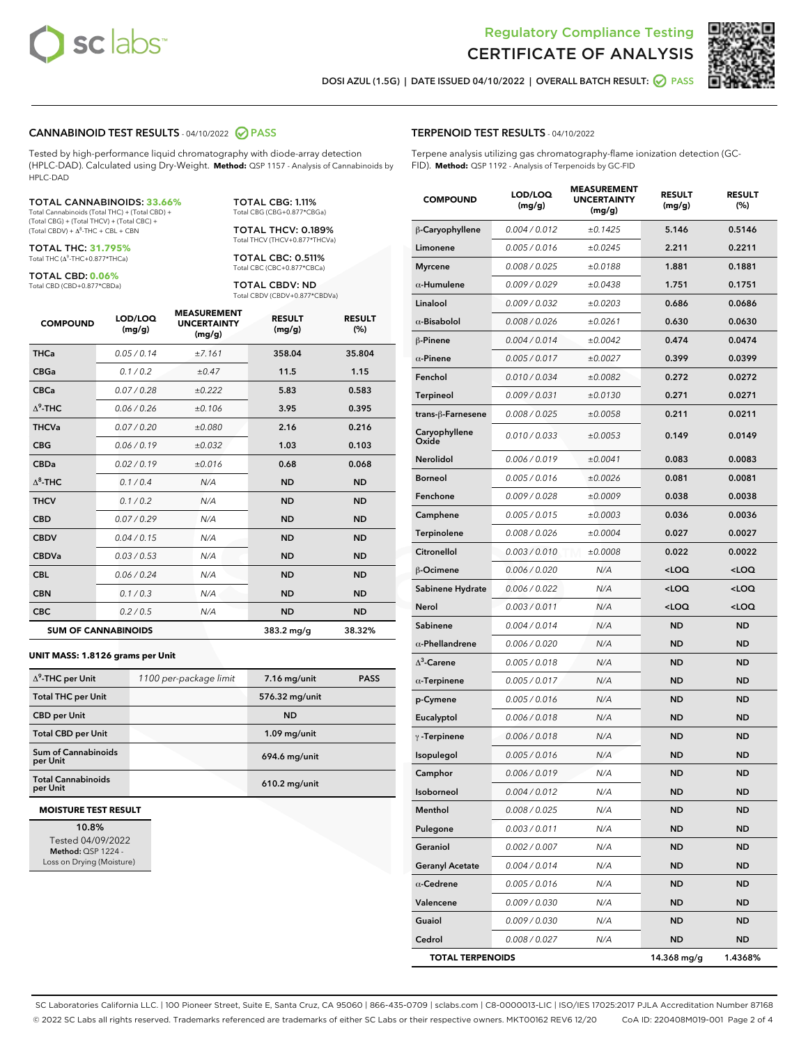# Regulatory Compliance Testing
# CERTIFICATE OF ANALYSIS

DOSI AZUL (1.5G) | DATE ISSUED 04/10/2022 | OVERALL BATCH RESULT: PASS

## CANNABINOID TEST RESULTS - 04/10/2022 PASS

Tested by high-performance liquid chromatography with diode-array detection (HPLC-DAD). Calculated using Dry-Weight. **Method:** QSP 1157 - Analysis of Cannabinoids by HPLC-DAD

**TOTAL CANNABINOIDS: 33.66%**
Total Cannabinoids (Total THC) + (Total CBD) + (Total CBG) + (Total THCV) + (Total CBC) + (Total CBDV) + $\Delta^8$-THC + CBL + CBN

**TOTAL THC: 31.795%**
Total THC ($\Delta^9$-THC+0.877*THCa)

**TOTAL CBD: 0.06%**
Total CBD (CBD+0.877*CBDa)

**TOTAL CBG: 1.11%**
Total CBG (CBG+0.877*CBGa)

**TOTAL THCV: 0.189%**
Total THCV (THCV+0.877*THCVa)

**TOTAL CBC: 0.511%**
Total CBC (CBC+0.877*CBCa)

**TOTAL CBDV: ND**
Total CBDV (CBDV+0.877*CBDVa)

| COMPOUND | LOD/LOQ (mg/g) | MEASUREMENT UNCERTAINTY (mg/g) | RESULT (mg/g) | RESULT (%) |
|---|---|---|---|---|
| THCa | 0.05 / 0.14 | ±7.161 | 358.04 | 35.804 |
| CBGa | 0.1 / 0.2 | ±0.47 | 11.5 | 1.15 |
| CBCa | 0.07 / 0.28 | ±0.222 | 5.83 | 0.583 |
| $\Delta^9$-THC | 0.06 / 0.26 | ±0.106 | 3.95 | 0.395 |
| THCVa | 0.07 / 0.20 | ±0.080 | 2.16 | 0.216 |
| CBG | 0.06 / 0.19 | ±0.032 | 1.03 | 0.103 |
| CBDa | 0.02 / 0.19 | ±0.016 | 0.68 | 0.068 |
| $\Delta^8$-THC | 0.1 / 0.4 | N/A | ND | ND |
| THCV | 0.1 / 0.2 | N/A | ND | ND |
| CBD | 0.07 / 0.29 | N/A | ND | ND |
| CBDV | 0.04 / 0.15 | N/A | ND | ND |
| CBDVa | 0.03 / 0.53 | N/A | ND | ND |
| CBL | 0.06 / 0.24 | N/A | ND | ND |
| CBN | 0.1 / 0.3 | N/A | ND | ND |
| CBC | 0.2 / 0.5 | N/A | ND | ND |
| **SUM OF CANNABINOIDS** | | | **383.2 mg/g** | **38.32%** |

### UNIT MASS: 1.8126 grams per Unit

| | | | |
|---|---|---|---|
| $\Delta^9$-THC per Unit | 1100 per-package limit | 7.16 mg/unit | PASS |
| Total THC per Unit | | 576.32 mg/unit | |
| CBD per Unit | | ND | |
| Total CBD per Unit | | 1.09 mg/unit | |
| Sum of Cannabinoids per Unit | | 694.6 mg/unit | |
| Total Cannabinoids per Unit | | 610.2 mg/unit | |

### MOISTURE TEST RESULT

**10.8%**
Tested 04/09/2022
**Method:** QSP 1224 - Loss on Drying (Moisture)

## TERPENOID TEST RESULTS - 04/10/2022

Terpene analysis utilizing gas chromatography-flame ionization detection (GC-FID). **Method:** QSP 1192 - Analysis of Terpenoids by GC-FID

| COMPOUND | LOD/LOQ (mg/g) | MEASUREMENT UNCERTAINTY (mg/g) | RESULT (mg/g) | RESULT (%) |
|---|---|---|---|---|
| β-Caryophyllene | 0.004 / 0.012 | ±0.1425 | 5.146 | 0.5146 |
| Limonene | 0.005 / 0.016 | ±0.0245 | 2.211 | 0.2211 |
| Myrcene | 0.008 / 0.025 | ±0.0188 | 1.881 | 0.1881 |
| α-Humulene | 0.009 / 0.029 | ±0.0438 | 1.751 | 0.1751 |
| Linalool | 0.009 / 0.032 | ±0.0203 | 0.686 | 0.0686 |
| α-Bisabolol | 0.008 / 0.026 | ±0.0261 | 0.630 | 0.0630 |
| β-Pinene | 0.004 / 0.014 | ±0.0042 | 0.474 | 0.0474 |
| α-Pinene | 0.005 / 0.017 | ±0.0027 | 0.399 | 0.0399 |
| Fenchol | 0.010 / 0.034 | ±0.0082 | 0.272 | 0.0272 |
| Terpineol | 0.009 / 0.031 | ±0.0130 | 0.271 | 0.0271 |
| trans-β-Farnesene | 0.008 / 0.025 | ±0.0058 | 0.211 | 0.0211 |
| Caryophyllene Oxide | 0.010 / 0.033 | ±0.0053 | 0.149 | 0.0149 |
| Nerolidol | 0.006 / 0.019 | ±0.0041 | 0.083 | 0.0083 |
| Borneol | 0.005 / 0.016 | ±0.0026 | 0.081 | 0.0081 |
| Fenchone | 0.009 / 0.028 | ±0.0009 | 0.038 | 0.0038 |
| Camphene | 0.005 / 0.015 | ±0.0003 | 0.036 | 0.0036 |
| Terpinolene | 0.008 / 0.026 | ±0.0004 | 0.027 | 0.0027 |
| Citronellol | 0.003 / 0.010 | ±0.0008 | 0.022 | 0.0022 |
| β-Ocimene | 0.006 / 0.020 | N/A | <LOQ | <LOQ |
| Sabinene Hydrate | 0.006 / 0.022 | N/A | <LOQ | <LOQ |
| Nerol | 0.003 / 0.011 | N/A | <LOQ | <LOQ |
| Sabinene | 0.004 / 0.014 | N/A | ND | ND |
| α-Phellandrene | 0.006 / 0.020 | N/A | ND | ND |
| $\Delta^3$-Carene | 0.005 / 0.018 | N/A | ND | ND |
| α-Terpinene | 0.005 / 0.017 | N/A | ND | ND |
| p-Cymene | 0.005 / 0.016 | N/A | ND | ND |
| Eucalyptol | 0.006 / 0.018 | N/A | ND | ND |
| γ-Terpinene | 0.006 / 0.018 | N/A | ND | ND |
| Isopulegol | 0.005 / 0.016 | N/A | ND | ND |
| Camphor | 0.006 / 0.019 | N/A | ND | ND |
| Isoborneol | 0.004 / 0.012 | N/A | ND | ND |
| Menthol | 0.008 / 0.025 | N/A | ND | ND |
| Pulegone | 0.003 / 0.011 | N/A | ND | ND |
| Geraniol | 0.002 / 0.007 | N/A | ND | ND |
| Geranyl Acetate | 0.004 / 0.014 | N/A | ND | ND |
| α-Cedrene | 0.005 / 0.016 | N/A | ND | ND |
| Valencene | 0.009 / 0.030 | N/A | ND | ND |
| Guaiol | 0.009 / 0.030 | N/A | ND | ND |
| Cedrol | 0.008 / 0.027 | N/A | ND | ND |
| **TOTAL TERPENOIDS** | | | **14.368 mg/g** | **1.4368%** |

SC Laboratories California LLC. | 100 Pioneer Street, Suite E, Santa Cruz, CA 95060 | 866-435-0709 | sclabs.com | C8-0000013-LIC | ISO/IES 17025:2017 PJLA Accreditation Number 87168
© 2022 SC Labs all rights reserved. Trademarks referenced are trademarks of either SC Labs or their respective owners. MKT00162 REV6 12/20 CoA ID: 220408M019-001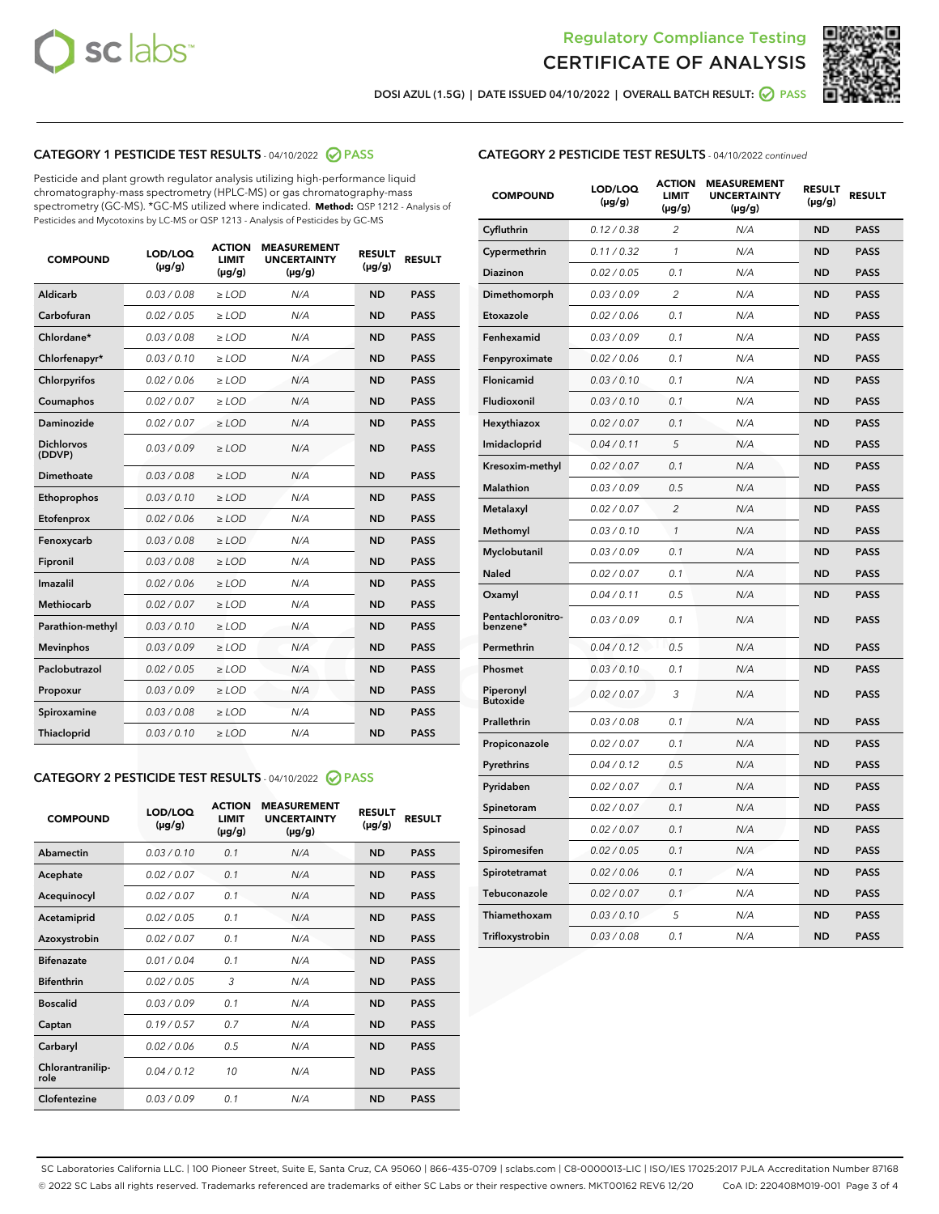Regulatory Compliance Testing

# CERTIFICATE OF ANALYSIS

DOSI AZUL (1.5G) | DATE ISSUED 04/10/2022 | OVERALL BATCH RESULT: PASS

## CATEGORY 1 PESTICIDE TEST RESULTS - 04/10/2022 PASS

Pesticide and plant growth regulator analysis utilizing high-performance liquid chromatography-mass spectrometry (HPLC-MS) or gas chromatography-mass spectrometry (GC-MS). *GC-MS utilized where indicated. **Method:** QSP 1212 - Analysis of Pesticides and Mycotoxins by LC-MS or QSP 1213 - Analysis of Pesticides by GC-MS

| COMPOUND | LOD/LOQ (μg/g) | ACTION LIMIT (μg/g) | MEASUREMENT UNCERTAINTY (μg/g) | RESULT (μg/g) | RESULT |
|---|---|---|---|---|---|
| Aldicarb | 0.03 / 0.08 | ≥ LOD | N/A | ND | PASS |
| Carbofuran | 0.02 / 0.05 | ≥ LOD | N/A | ND | PASS |
| Chlordane* | 0.03 / 0.08 | ≥ LOD | N/A | ND | PASS |
| Chlorfenapyr* | 0.03 / 0.10 | ≥ LOD | N/A | ND | PASS |
| Chlorpyrifos | 0.02 / 0.06 | ≥ LOD | N/A | ND | PASS |
| Coumaphos | 0.02 / 0.07 | ≥ LOD | N/A | ND | PASS |
| Daminozide | 0.02 / 0.07 | ≥ LOD | N/A | ND | PASS |
| Dichlorvos (DDVP) | 0.03 / 0.09 | ≥ LOD | N/A | ND | PASS |
| Dimethoate | 0.03 / 0.08 | ≥ LOD | N/A | ND | PASS |
| Ethoprophos | 0.03 / 0.10 | ≥ LOD | N/A | ND | PASS |
| Etofenprox | 0.02 / 0.06 | ≥ LOD | N/A | ND | PASS |
| Fenoxycarb | 0.03 / 0.08 | ≥ LOD | N/A | ND | PASS |
| Fipronil | 0.03 / 0.08 | ≥ LOD | N/A | ND | PASS |
| Imazalil | 0.02 / 0.06 | ≥ LOD | N/A | ND | PASS |
| Methiocarb | 0.02 / 0.07 | ≥ LOD | N/A | ND | PASS |
| Parathion-methyl | 0.03 / 0.10 | ≥ LOD | N/A | ND | PASS |
| Mevinphos | 0.03 / 0.09 | ≥ LOD | N/A | ND | PASS |
| Paclobutrazol | 0.02 / 0.05 | ≥ LOD | N/A | ND | PASS |
| Propoxur | 0.03 / 0.09 | ≥ LOD | N/A | ND | PASS |
| Spiroxamine | 0.03 / 0.08 | ≥ LOD | N/A | ND | PASS |
| Thiacloprid | 0.03 / 0.10 | ≥ LOD | N/A | ND | PASS |

## CATEGORY 2 PESTICIDE TEST RESULTS - 04/10/2022 PASS

| COMPOUND | LOD/LOQ (μg/g) | ACTION LIMIT (μg/g) | MEASUREMENT UNCERTAINTY (μg/g) | RESULT (μg/g) | RESULT |
|---|---|---|---|---|---|
| Abamectin | 0.03 / 0.10 | 0.1 | N/A | ND | PASS |
| Acephate | 0.02 / 0.07 | 0.1 | N/A | ND | PASS |
| Acequinocyl | 0.02 / 0.07 | 0.1 | N/A | ND | PASS |
| Acetamiprid | 0.02 / 0.05 | 0.1 | N/A | ND | PASS |
| Azoxystrobin | 0.02 / 0.07 | 0.1 | N/A | ND | PASS |
| Bifenazate | 0.01 / 0.04 | 0.1 | N/A | ND | PASS |
| Bifenthrin | 0.02 / 0.05 | 3 | N/A | ND | PASS |
| Boscalid | 0.03 / 0.09 | 0.1 | N/A | ND | PASS |
| Captan | 0.19 / 0.57 | 0.7 | N/A | ND | PASS |
| Carbaryl | 0.02 / 0.06 | 0.5 | N/A | ND | PASS |
| Chlorantraniliprole | 0.04 / 0.12 | 10 | N/A | ND | PASS |
| Clofentezine | 0.03 / 0.09 | 0.1 | N/A | ND | PASS |
| Cyfluthrin | 0.12 / 0.38 | 2 | N/A | ND | PASS |
| Cypermethrin | 0.11 / 0.32 | 1 | N/A | ND | PASS |
| Diazinon | 0.02 / 0.05 | 0.1 | N/A | ND | PASS |
| Dimethomorph | 0.03 / 0.09 | 2 | N/A | ND | PASS |
| Etoxazole | 0.02 / 0.06 | 0.1 | N/A | ND | PASS |
| Fenhexamid | 0.03 / 0.09 | 0.1 | N/A | ND | PASS |
| Fenpyroximate | 0.02 / 0.06 | 0.1 | N/A | ND | PASS |
| Flonicamid | 0.03 / 0.10 | 0.1 | N/A | ND | PASS |
| Fludioxonil | 0.03 / 0.10 | 0.1 | N/A | ND | PASS |
| Hexythiazox | 0.02 / 0.07 | 0.1 | N/A | ND | PASS |
| Imidacloprid | 0.04 / 0.11 | 5 | N/A | ND | PASS |
| Kresoxim-methyl | 0.02 / 0.07 | 0.1 | N/A | ND | PASS |
| Malathion | 0.03 / 0.09 | 0.5 | N/A | ND | PASS |
| Metalaxyl | 0.02 / 0.07 | 2 | N/A | ND | PASS |
| Methomyl | 0.03 / 0.10 | 1 | N/A | ND | PASS |
| Myclobutanil | 0.03 / 0.09 | 0.1 | N/A | ND | PASS |
| Naled | 0.02 / 0.07 | 0.1 | N/A | ND | PASS |
| Oxamyl | 0.04 / 0.11 | 0.5 | N/A | ND | PASS |
| Pentachloronitrobenzene* | 0.03 / 0.09 | 0.1 | N/A | ND | PASS |
| Permethrin | 0.04 / 0.12 | 0.5 | N/A | ND | PASS |
| Phosmet | 0.03 / 0.10 | 0.1 | N/A | ND | PASS |
| Piperonyl Butoxide | 0.02 / 0.07 | 3 | N/A | ND | PASS |
| Prallethrin | 0.03 / 0.08 | 0.1 | N/A | ND | PASS |
| Propiconazole | 0.02 / 0.07 | 0.1 | N/A | ND | PASS |
| Pyrethrins | 0.04 / 0.12 | 0.5 | N/A | ND | PASS |
| Pyridaben | 0.02 / 0.07 | 0.1 | N/A | ND | PASS |
| Spinetoram | 0.02 / 0.07 | 0.1 | N/A | ND | PASS |
| Spinosad | 0.02 / 0.07 | 0.1 | N/A | ND | PASS |
| Spiromesifen | 0.02 / 0.05 | 0.1 | N/A | ND | PASS |
| Spirotetramat | 0.02 / 0.06 | 0.1 | N/A | ND | PASS |
| Tebuconazole | 0.02 / 0.07 | 0.1 | N/A | ND | PASS |
| Thiamethoxam | 0.03 / 0.10 | 5 | N/A | ND | PASS |
| Trifloxystrobin | 0.03 / 0.08 | 0.1 | N/A | ND | PASS |

SC Laboratories California LLC. | 100 Pioneer Street, Suite E, Santa Cruz, CA 95060 | 866-435-0709 | sclabs.com | C8-0000013-LIC | ISO/IES 17025:2017 PJLA Accreditation Number 87168
© 2022 SC Labs all rights reserved. Trademarks referenced are trademarks of either SC Labs or their respective owners. MKT00162 REV6 12/20 CoA ID: 220408M019-001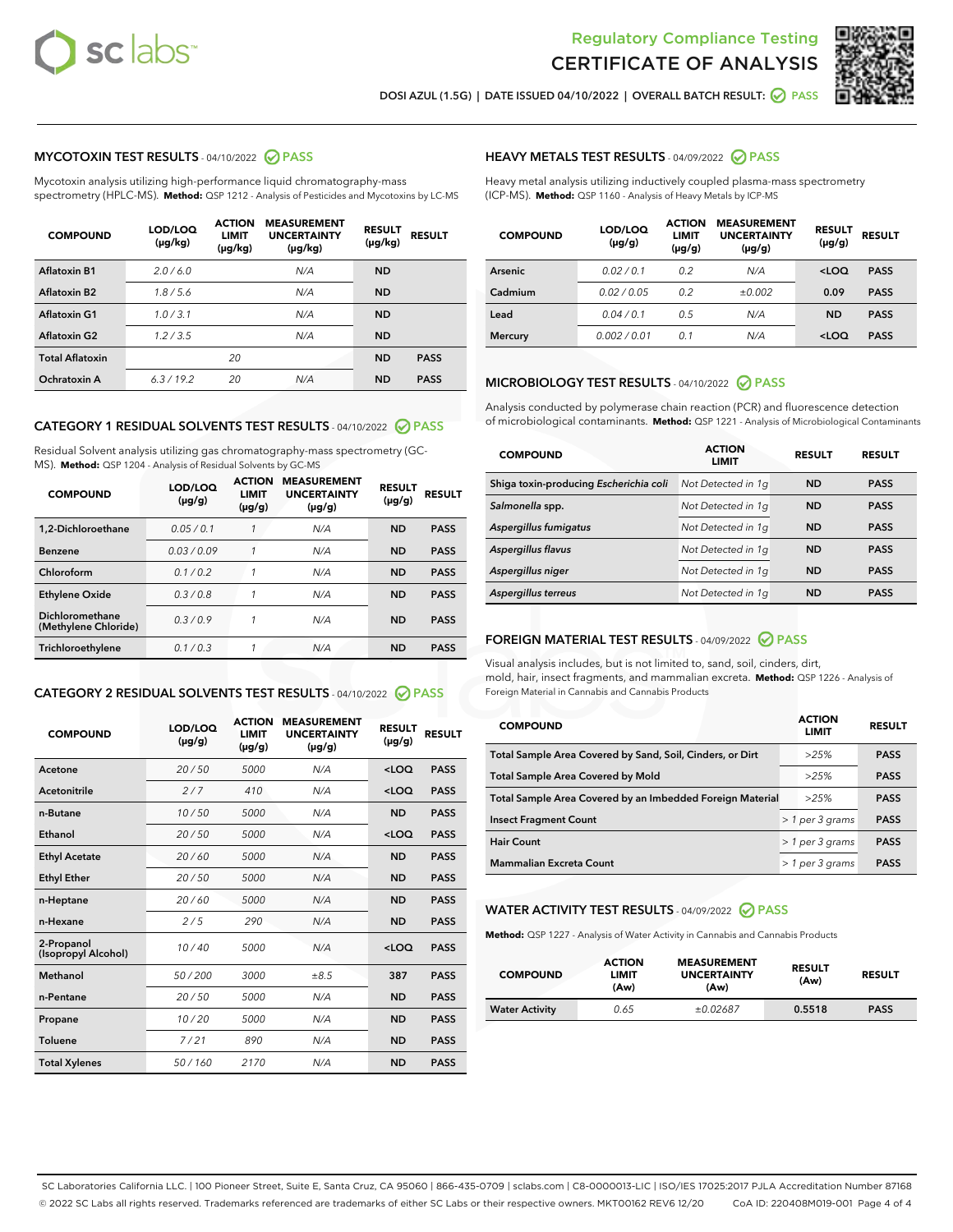Regulatory Compliance Testing
# CERTIFICATE OF ANALYSIS

DOSI AZUL (1.5G) | DATE ISSUED 04/10/2022 | OVERALL BATCH RESULT: PASS

## MYCOTOXIN TEST RESULTS - 04/10/2022 PASS

Mycotoxin analysis utilizing high-performance liquid chromatography-mass spectrometry (HPLC-MS). **Method:** QSP 1212 - Analysis of Pesticides and Mycotoxins by LC-MS

| COMPOUND | LOD/LOQ (µg/kg) | ACTION LIMIT (µg/kg) | MEASUREMENT UNCERTAINTY (µg/kg) | RESULT (µg/kg) | RESULT |
|---|---|---|---|---|---|
| Aflatoxin B1 | 2.0 / 6.0 | | N/A | ND | |
| Aflatoxin B2 | 1.8 / 5.6 | | N/A | ND | |
| Aflatoxin G1 | 1.0 / 3.1 | | N/A | ND | |
| Aflatoxin G2 | 1.2 / 3.5 | | N/A | ND | |
| Total Aflatoxin | | 20 | | ND | PASS |
| Ochratoxin A | 6.3 / 19.2 | 20 | N/A | ND | PASS |

## CATEGORY 1 RESIDUAL SOLVENTS TEST RESULTS - 04/10/2022 PASS

Residual Solvent analysis utilizing gas chromatography-mass spectrometry (GC-MS). **Method:** QSP 1204 - Analysis of Residual Solvents by GC-MS

| COMPOUND | LOD/LOQ (µg/g) | ACTION LIMIT (µg/g) | MEASUREMENT UNCERTAINTY (µg/g) | RESULT (µg/g) | RESULT |
|---|---|---|---|---|---|
| 1,2-Dichloroethane | 0.05 / 0.1 | 1 | N/A | ND | PASS |
| Benzene | 0.03 / 0.09 | 1 | N/A | ND | PASS |
| Chloroform | 0.1 / 0.2 | 1 | N/A | ND | PASS |
| Ethylene Oxide | 0.3 / 0.8 | 1 | N/A | ND | PASS |
| Dichloromethane (Methylene Chloride) | 0.3 / 0.9 | 1 | N/A | ND | PASS |
| Trichloroethylene | 0.1 / 0.3 | 1 | N/A | ND | PASS |

## CATEGORY 2 RESIDUAL SOLVENTS TEST RESULTS - 04/10/2022 PASS

| COMPOUND | LOD/LOQ (µg/g) | ACTION LIMIT (µg/g) | MEASUREMENT UNCERTAINTY (µg/g) | RESULT (µg/g) | RESULT |
|---|---|---|---|---|---|
| Acetone | 20 / 50 | 5000 | N/A | <LOQ | PASS |
| Acetonitrile | 2 / 7 | 410 | N/A | <LOQ | PASS |
| n-Butane | 10 / 50 | 5000 | N/A | ND | PASS |
| Ethanol | 20 / 50 | 5000 | N/A | <LOQ | PASS |
| Ethyl Acetate | 20 / 60 | 5000 | N/A | ND | PASS |
| Ethyl Ether | 20 / 50 | 5000 | N/A | ND | PASS |
| n-Heptane | 20 / 60 | 5000 | N/A | ND | PASS |
| n-Hexane | 2 / 5 | 290 | N/A | ND | PASS |
| 2-Propanol (Isopropyl Alcohol) | 10 / 40 | 5000 | N/A | <LOQ | PASS |
| Methanol | 50 / 200 | 3000 | ±8.5 | 387 | PASS |
| n-Pentane | 20 / 50 | 5000 | N/A | ND | PASS |
| Propane | 10 / 20 | 5000 | N/A | ND | PASS |
| Toluene | 7 / 21 | 890 | N/A | ND | PASS |
| Total Xylenes | 50 / 160 | 2170 | N/A | ND | PASS |

## HEAVY METALS TEST RESULTS - 04/09/2022 PASS

Heavy metal analysis utilizing inductively coupled plasma-mass spectrometry (ICP-MS). **Method:** QSP 1160 - Analysis of Heavy Metals by ICP-MS

| COMPOUND | LOD/LOQ (µg/g) | ACTION LIMIT (µg/g) | MEASUREMENT UNCERTAINTY (µg/g) | RESULT (µg/g) | RESULT |
|---|---|---|---|---|---|
| Arsenic | 0.02 / 0.1 | 0.2 | N/A | <LOQ | PASS |
| Cadmium | 0.02 / 0.05 | 0.2 | ±0.002 | 0.09 | PASS |
| Lead | 0.04 / 0.1 | 0.5 | N/A | ND | PASS |
| Mercury | 0.002 / 0.01 | 0.1 | N/A | <LOQ | PASS |

## MICROBIOLOGY TEST RESULTS - 04/10/2022 PASS

Analysis conducted by polymerase chain reaction (PCR) and fluorescence detection of microbiological contaminants. **Method:** QSP 1221 - Analysis of Microbiological Contaminants

| COMPOUND | ACTION LIMIT | RESULT | RESULT |
|---|---|---|---|
| Shiga toxin-producing *Escherichia coli* | Not Detected in 1g | ND | PASS |
| *Salmonella* spp. | Not Detected in 1g | ND | PASS |
| *Aspergillus fumigatus* | Not Detected in 1g | ND | PASS |
| *Aspergillus flavus* | Not Detected in 1g | ND | PASS |
| *Aspergillus niger* | Not Detected in 1g | ND | PASS |
| *Aspergillus terreus* | Not Detected in 1g | ND | PASS |

## FOREIGN MATERIAL TEST RESULTS - 04/09/2022 PASS

Visual analysis includes, but is not limited to, sand, soil, cinders, dirt, mold, hair, insect fragments, and mammalian excreta. **Method:** QSP 1226 - Analysis of Foreign Material in Cannabis and Cannabis Products

| COMPOUND | ACTION LIMIT | RESULT |
|---|---|---|
| Total Sample Area Covered by Sand, Soil, Cinders, or Dirt | >25% | PASS |
| Total Sample Area Covered by Mold | >25% | PASS |
| Total Sample Area Covered by an Imbedded Foreign Material | >25% | PASS |
| Insect Fragment Count | > 1 per 3 grams | PASS |
| Hair Count | > 1 per 3 grams | PASS |
| Mammalian Excreta Count | > 1 per 3 grams | PASS |

## WATER ACTIVITY TEST RESULTS - 04/09/2022 PASS

**Method:** QSP 1227 - Analysis of Water Activity in Cannabis and Cannabis Products

| COMPOUND | ACTION LIMIT (Aw) | MEASUREMENT UNCERTAINTY (Aw) | RESULT (Aw) | RESULT |
|---|---|---|---|---|
| Water Activity | 0.65 | ±0.02687 | 0.5518 | PASS |

SC Laboratories California LLC. | 100 Pioneer Street, Suite E, Santa Cruz, CA 95060 | 866-435-0709 | sclabs.com | C8-0000013-LIC | ISO/IES 17025:2017 PJLA Accreditation Number 87168
© 2022 SC Labs all rights reserved. Trademarks referenced are trademarks of either SC Labs or their respective owners. MKT00162 REV6 12/20 CoA ID: 220408M019-001